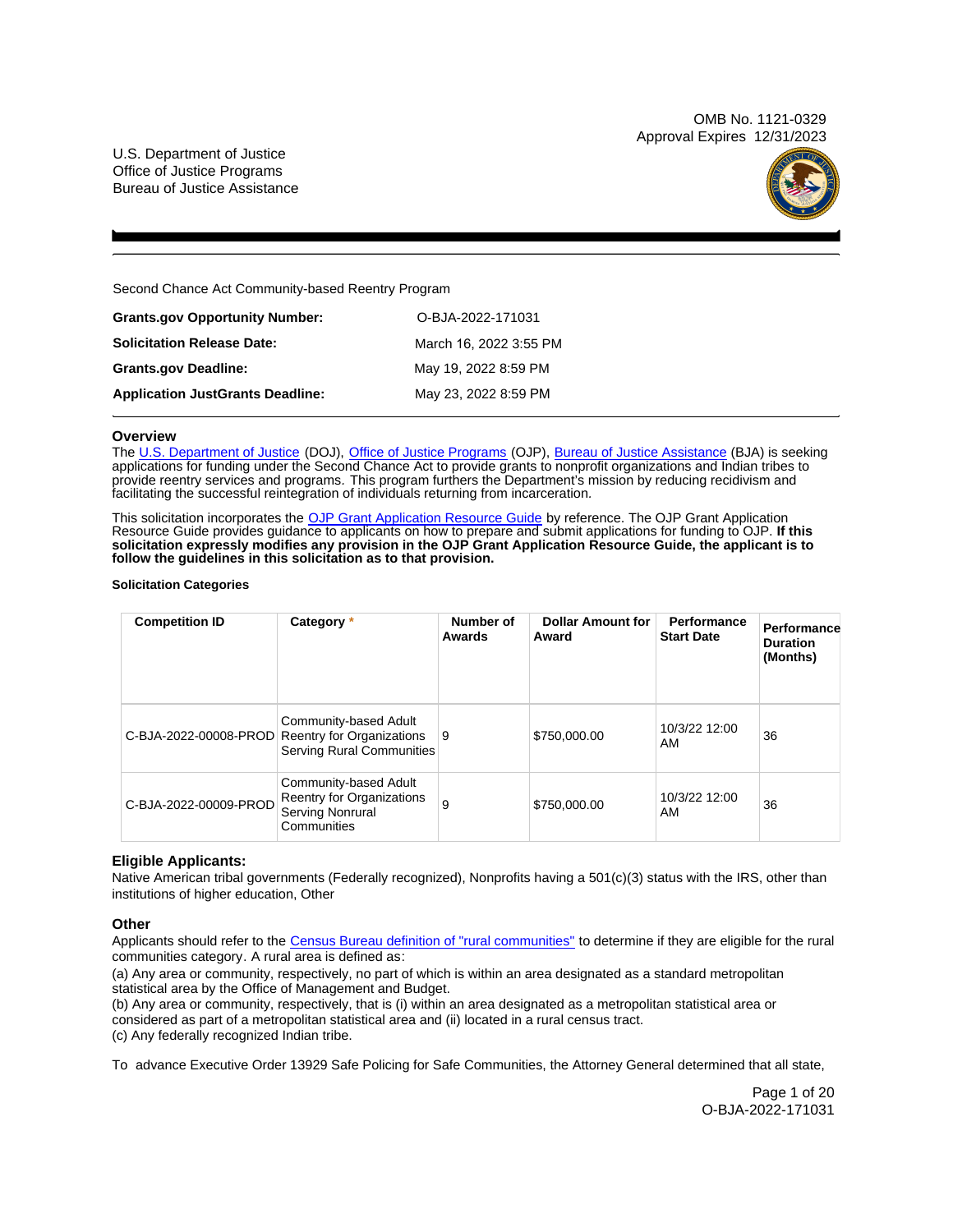OMB No. 1121-0329
Approval Expires 12/31/2023

U.S. Department of Justice
Office of Justice Programs
Bureau of Justice Assistance

Second Chance Act Community-based Reentry Program

| | |
|---|---|
| **Grants.gov Opportunity Number:** | O-BJA-2022-171031 |
| **Solicitation Release Date:** | March 16, 2022 3:55 PM |
| **Grants.gov Deadline:** | May 19, 2022 8:59 PM |
| **Application JustGrants Deadline:** | May 23, 2022 8:59 PM |

## Overview

The U.S. Department of Justice (DOJ), Office of Justice Programs (OJP), Bureau of Justice Assistance (BJA) is seeking applications for funding under the Second Chance Act to provide grants to nonprofit organizations and Indian tribes to provide reentry services and programs. This program furthers the Department's mission by reducing recidivism and facilitating the successful reintegration of individuals returning from incarceration.

This solicitation incorporates the OJP Grant Application Resource Guide by reference. The OJP Grant Application Resource Guide provides guidance to applicants on how to prepare and submit applications for funding to OJP. **If this solicitation expressly modifies any provision in the OJP Grant Application Resource Guide, the applicant is to follow the guidelines in this solicitation as to that provision.**

#### Solicitation Categories

| Competition ID | Category * | Number of Awards | Dollar Amount for Award | Performance Start Date | Performance Duration (Months) |
|---|---|---|---|---|---|
| C-BJA-2022-00008-PROD | Community-based Adult Reentry for Organizations Serving Rural Communities | 9 | $750,000.00 | 10/3/22 12:00 AM | 36 |
| C-BJA-2022-00009-PROD | Community-based Adult Reentry for Organizations Serving Nonrural Communities | 9 | $750,000.00 | 10/3/22 12:00 AM | 36 |

### Eligible Applicants:

Native American tribal governments (Federally recognized), Nonprofits having a 501(c)(3) status with the IRS, other than institutions of higher education, Other

### Other

Applicants should refer to the Census Bureau definition of "rural communities" to determine if they are eligible for the rural communities category. A rural area is defined as:

(a) Any area or community, respectively, no part of which is within an area designated as a standard metropolitan statistical area by the Office of Management and Budget.

(b) Any area or community, respectively, that is (i) within an area designated as a metropolitan statistical area or considered as part of a metropolitan statistical area and (ii) located in a rural census tract.

(c) Any federally recognized Indian tribe.

To advance Executive Order 13929 Safe Policing for Safe Communities, the Attorney General determined that all state,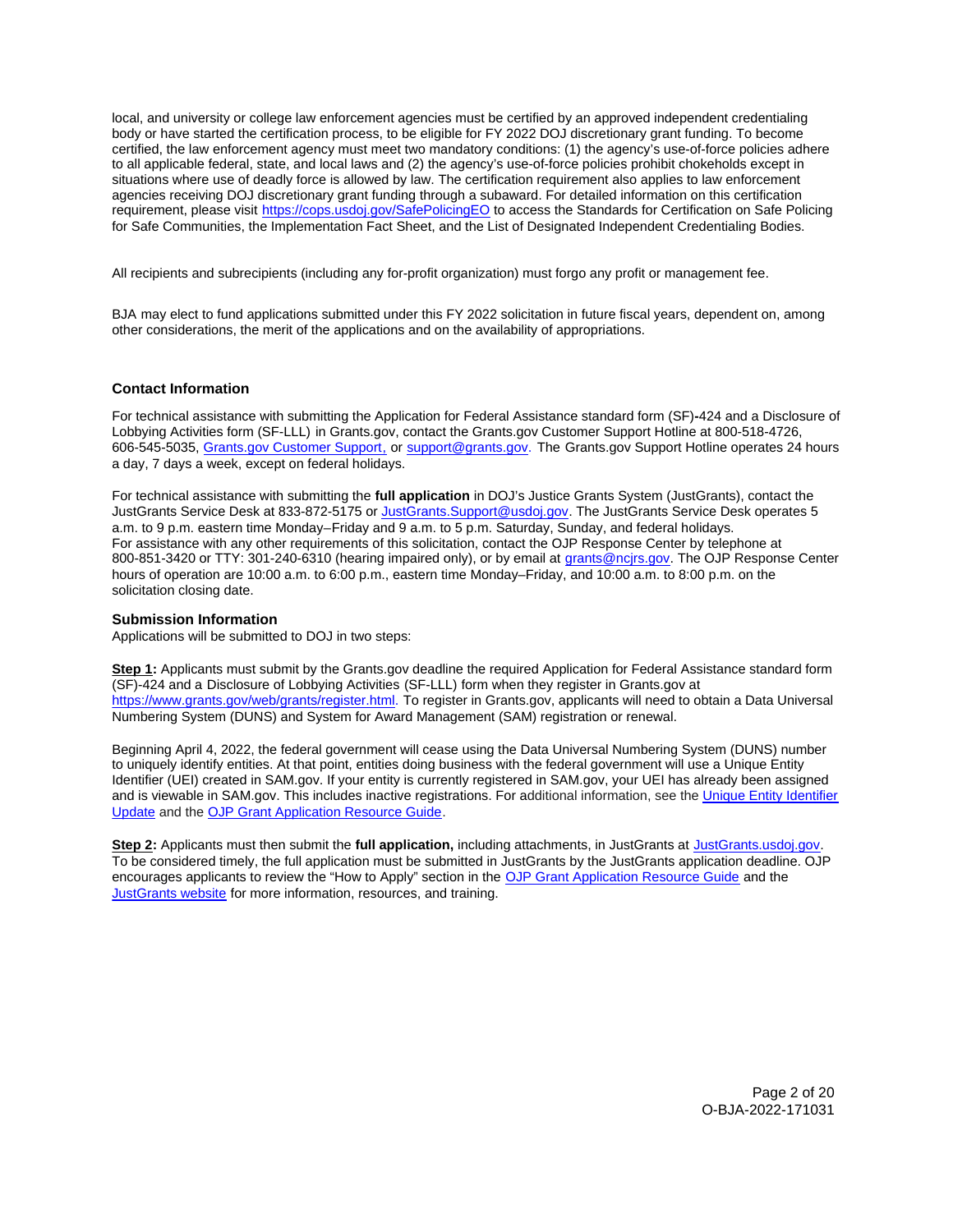local, and university or college law enforcement agencies must be certified by an approved independent credentialing body or have started the certification process, to be eligible for FY 2022 DOJ discretionary grant funding. To become certified, the law enforcement agency must meet two mandatory conditions: (1) the agency's use-of-force policies adhere to all applicable federal, state, and local laws and (2) the agency's use-of-force policies prohibit chokeholds except in situations where use of deadly force is allowed by law. The certification requirement also applies to law enforcement agencies receiving DOJ discretionary grant funding through a subaward. For detailed information on this certification requirement, please visit [https://cops.usdoj.gov/SafePolicingEO](https://cops.usdoj.gov/SafePolicingEO) to access the Standards for Certification on Safe Policing for Safe Communities, the Implementation Fact Sheet, and the List of Designated Independent Credentialing Bodies.

All recipients and subrecipients (including any for-profit organization) must forgo any profit or management fee.

BJA may elect to fund applications submitted under this FY 2022 solicitation in future fiscal years, dependent on, among other considerations, the merit of the applications and on the availability of appropriations.

### Contact Information

For technical assistance with submitting the Application for Federal Assistance standard form (SF)-424 and a Disclosure of Lobbying Activities form (SF-LLL) in Grants.gov, contact the Grants.gov Customer Support Hotline at 800-518-4726, 606-545-5035, Grants.gov Customer Support, or support@grants.gov. The Grants.gov Support Hotline operates 24 hours a day, 7 days a week, except on federal holidays.

For technical assistance with submitting the **full application** in DOJ's Justice Grants System (JustGrants), contact the JustGrants Service Desk at 833-872-5175 or JustGrants.Support@usdoj.gov. The JustGrants Service Desk operates 5 a.m. to 9 p.m. eastern time Monday–Friday and 9 a.m. to 5 p.m. Saturday, Sunday, and federal holidays.
For assistance with any other requirements of this solicitation, contact the OJP Response Center by telephone at 800-851-3420 or TTY: 301-240-6310 (hearing impaired only), or by email at grants@ncjrs.gov. The OJP Response Center hours of operation are 10:00 a.m. to 6:00 p.m., eastern time Monday–Friday, and 10:00 a.m. to 8:00 p.m. on the solicitation closing date.

### Submission Information

Applications will be submitted to DOJ in two steps:

**Step 1:** Applicants must submit by the Grants.gov deadline the required Application for Federal Assistance standard form (SF)-424 and a Disclosure of Lobbying Activities (SF-LLL) form when they register in Grants.gov at [https://www.grants.gov/web/grants/register.html](https://www.grants.gov/web/grants/register.html). To register in Grants.gov, applicants will need to obtain a Data Universal Numbering System (DUNS) and System for Award Management (SAM) registration or renewal.

Beginning April 4, 2022, the federal government will cease using the Data Universal Numbering System (DUNS) number to uniquely identify entities. At that point, entities doing business with the federal government will use a Unique Entity Identifier (UEI) created in SAM.gov. If your entity is currently registered in SAM.gov, your UEI has already been assigned and is viewable in SAM.gov. This includes inactive registrations. For additional information, see the Unique Entity Identifier Update and the OJP Grant Application Resource Guide.

**Step 2:** Applicants must then submit the **full application,** including attachments, in JustGrants at JustGrants.usdoj.gov. To be considered timely, the full application must be submitted in JustGrants by the JustGrants application deadline. OJP encourages applicants to review the "How to Apply" section in the OJP Grant Application Resource Guide and the JustGrants website for more information, resources, and training.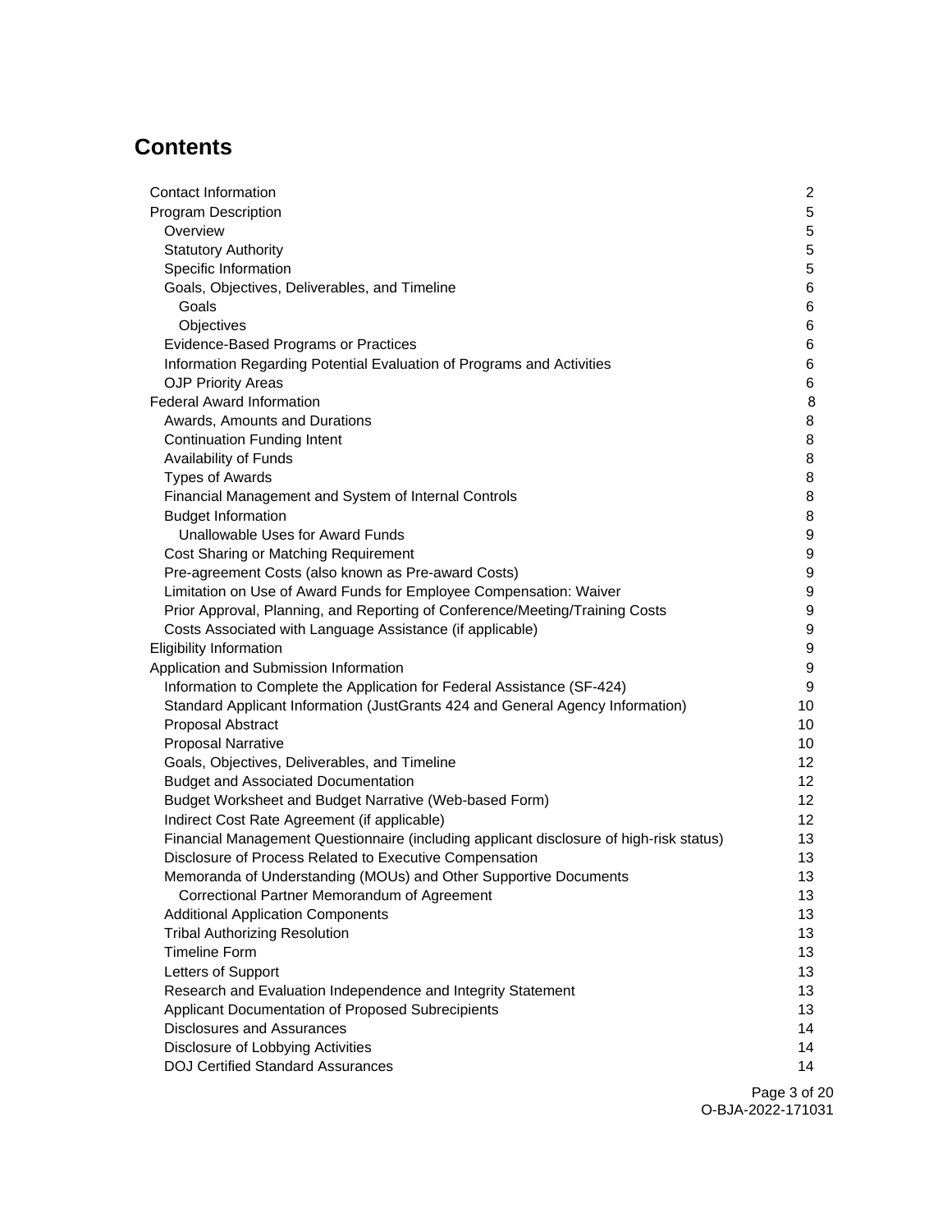## Contents

| | |
|---|---|
| Contact Information | 2 |
| Program Description | 5 |
| Overview | 5 |
| Statutory Authority | 5 |
| Specific Information | 5 |
| Goals, Objectives, Deliverables, and Timeline | 6 |
| Goals | 6 |
| Objectives | 6 |
| Evidence-Based Programs or Practices | 6 |
| Information Regarding Potential Evaluation of Programs and Activities | 6 |
| OJP Priority Areas | 6 |
| Federal Award Information | 8 |
| Awards, Amounts and Durations | 8 |
| Continuation Funding Intent | 8 |
| Availability of Funds | 8 |
| Types of Awards | 8 |
| Financial Management and System of Internal Controls | 8 |
| Budget Information | 8 |
| Unallowable Uses for Award Funds | 9 |
| Cost Sharing or Matching Requirement | 9 |
| Pre-agreement Costs (also known as Pre-award Costs) | 9 |
| Limitation on Use of Award Funds for Employee Compensation: Waiver | 9 |
| Prior Approval, Planning, and Reporting of Conference/Meeting/Training Costs | 9 |
| Costs Associated with Language Assistance (if applicable) | 9 |
| Eligibility Information | 9 |
| Application and Submission Information | 9 |
| Information to Complete the Application for Federal Assistance (SF-424) | 9 |
| Standard Applicant Information (JustGrants 424 and General Agency Information) | 10 |
| Proposal Abstract | 10 |
| Proposal Narrative | 10 |
| Goals, Objectives, Deliverables, and Timeline | 12 |
| Budget and Associated Documentation | 12 |
| Budget Worksheet and Budget Narrative (Web-based Form) | 12 |
| Indirect Cost Rate Agreement (if applicable) | 12 |
| Financial Management Questionnaire (including applicant disclosure of high-risk status) | 13 |
| Disclosure of Process Related to Executive Compensation | 13 |
| Memoranda of Understanding (MOUs) and Other Supportive Documents | 13 |
| Correctional Partner Memorandum of Agreement | 13 |
| Additional Application Components | 13 |
| Tribal Authorizing Resolution | 13 |
| Timeline Form | 13 |
| Letters of Support | 13 |
| Research and Evaluation Independence and Integrity Statement | 13 |
| Applicant Documentation of Proposed Subrecipients | 13 |
| Disclosures and Assurances | 14 |
| Disclosure of Lobbying Activities | 14 |
| DOJ Certified Standard Assurances | 14 |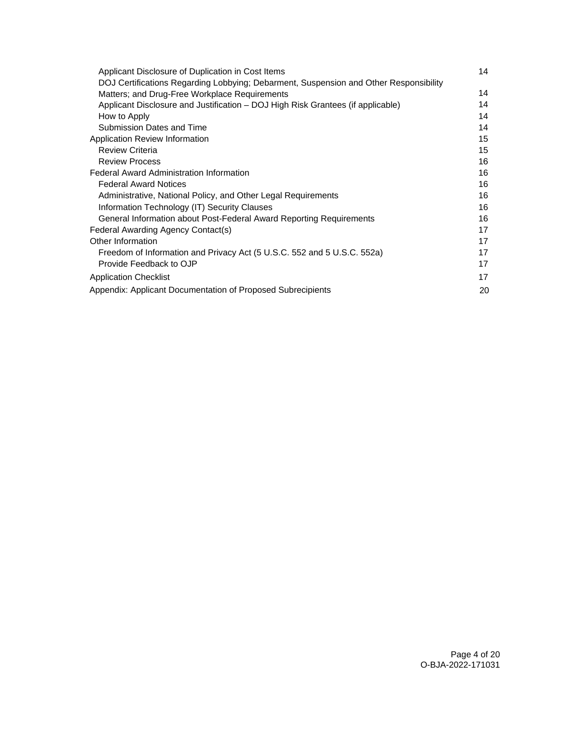| | |
|---|---|
| Applicant Disclosure of Duplication in Cost Items | 14 |
| DOJ Certifications Regarding Lobbying; Debarment, Suspension and Other Responsibility Matters; and Drug-Free Workplace Requirements | 14 |
| Applicant Disclosure and Justification – DOJ High Risk Grantees (if applicable) | 14 |
| How to Apply | 14 |
| Submission Dates and Time | 14 |
| Application Review Information | 15 |
| Review Criteria | 15 |
| Review Process | 16 |
| Federal Award Administration Information | 16 |
| Federal Award Notices | 16 |
| Administrative, National Policy, and Other Legal Requirements | 16 |
| Information Technology (IT) Security Clauses | 16 |
| General Information about Post-Federal Award Reporting Requirements | 16 |
| Federal Awarding Agency Contact(s) | 17 |
| Other Information | 17 |
| Freedom of Information and Privacy Act (5 U.S.C. 552 and 5 U.S.C. 552a) | 17 |
| Provide Feedback to OJP | 17 |
| Application Checklist | 17 |
| Appendix: Applicant Documentation of Proposed Subrecipients | 20 |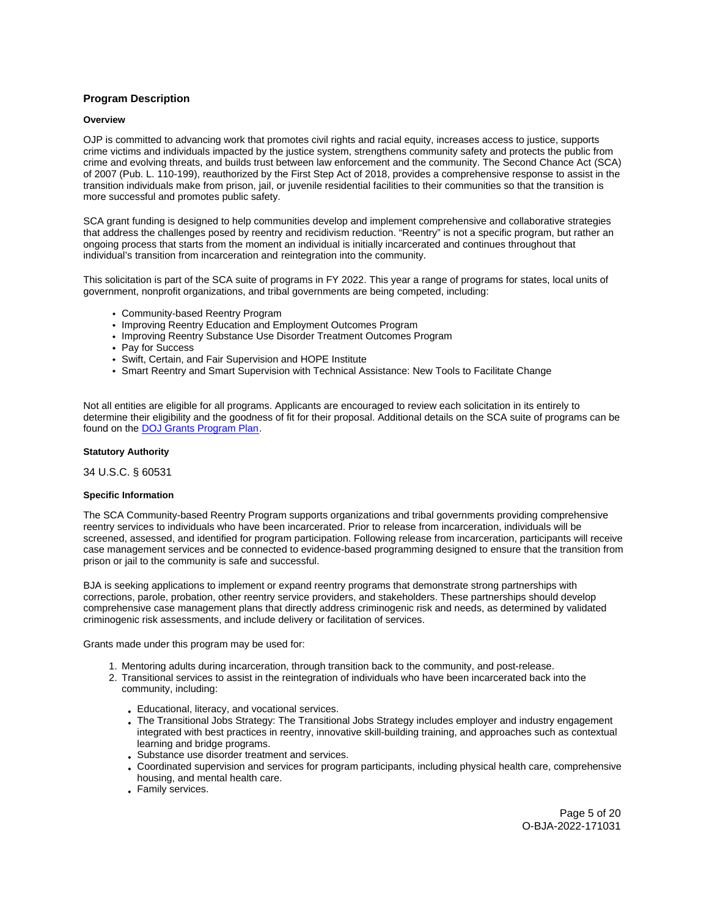## Program Description

### Overview

OJP is committed to advancing work that promotes civil rights and racial equity, increases access to justice, supports crime victims and individuals impacted by the justice system, strengthens community safety and protects the public from crime and evolving threats, and builds trust between law enforcement and the community. The Second Chance Act (SCA) of 2007 (Pub. L. 110-199), reauthorized by the First Step Act of 2018, provides a comprehensive response to assist in the transition individuals make from prison, jail, or juvenile residential facilities to their communities so that the transition is more successful and promotes public safety.

SCA grant funding is designed to help communities develop and implement comprehensive and collaborative strategies that address the challenges posed by reentry and recidivism reduction. "Reentry" is not a specific program, but rather an ongoing process that starts from the moment an individual is initially incarcerated and continues throughout that individual's transition from incarceration and reintegration into the community.

This solicitation is part of the SCA suite of programs in FY 2022. This year a range of programs for states, local units of government, nonprofit organizations, and tribal governments are being competed, including:

- Community-based Reentry Program
- Improving Reentry Education and Employment Outcomes Program
- Improving Reentry Substance Use Disorder Treatment Outcomes Program
- Pay for Success
- Swift, Certain, and Fair Supervision and HOPE Institute
- Smart Reentry and Smart Supervision with Technical Assistance: New Tools to Facilitate Change

Not all entities are eligible for all programs. Applicants are encouraged to review each solicitation in its entirely to determine their eligibility and the goodness of fit for their proposal. Additional details on the SCA suite of programs can be found on the DOJ Grants Program Plan.

### Statutory Authority

34 U.S.C. § 60531

### Specific Information

The SCA Community-based Reentry Program supports organizations and tribal governments providing comprehensive reentry services to individuals who have been incarcerated. Prior to release from incarceration, individuals will be screened, assessed, and identified for program participation. Following release from incarceration, participants will receive case management services and be connected to evidence-based programming designed to ensure that the transition from prison or jail to the community is safe and successful.

BJA is seeking applications to implement or expand reentry programs that demonstrate strong partnerships with corrections, parole, probation, other reentry service providers, and stakeholders. These partnerships should develop comprehensive case management plans that directly address criminogenic risk and needs, as determined by validated criminogenic risk assessments, and include delivery or facilitation of services.

Grants made under this program may be used for:

1. Mentoring adults during incarceration, through transition back to the community, and post-release.
2. Transitional services to assist in the reintegration of individuals who have been incarcerated back into the community, including:
   - Educational, literacy, and vocational services.
   - The Transitional Jobs Strategy: The Transitional Jobs Strategy includes employer and industry engagement integrated with best practices in reentry, innovative skill-building training, and approaches such as contextual learning and bridge programs.
   - Substance use disorder treatment and services.
   - Coordinated supervision and services for program participants, including physical health care, comprehensive housing, and mental health care.
   - Family services.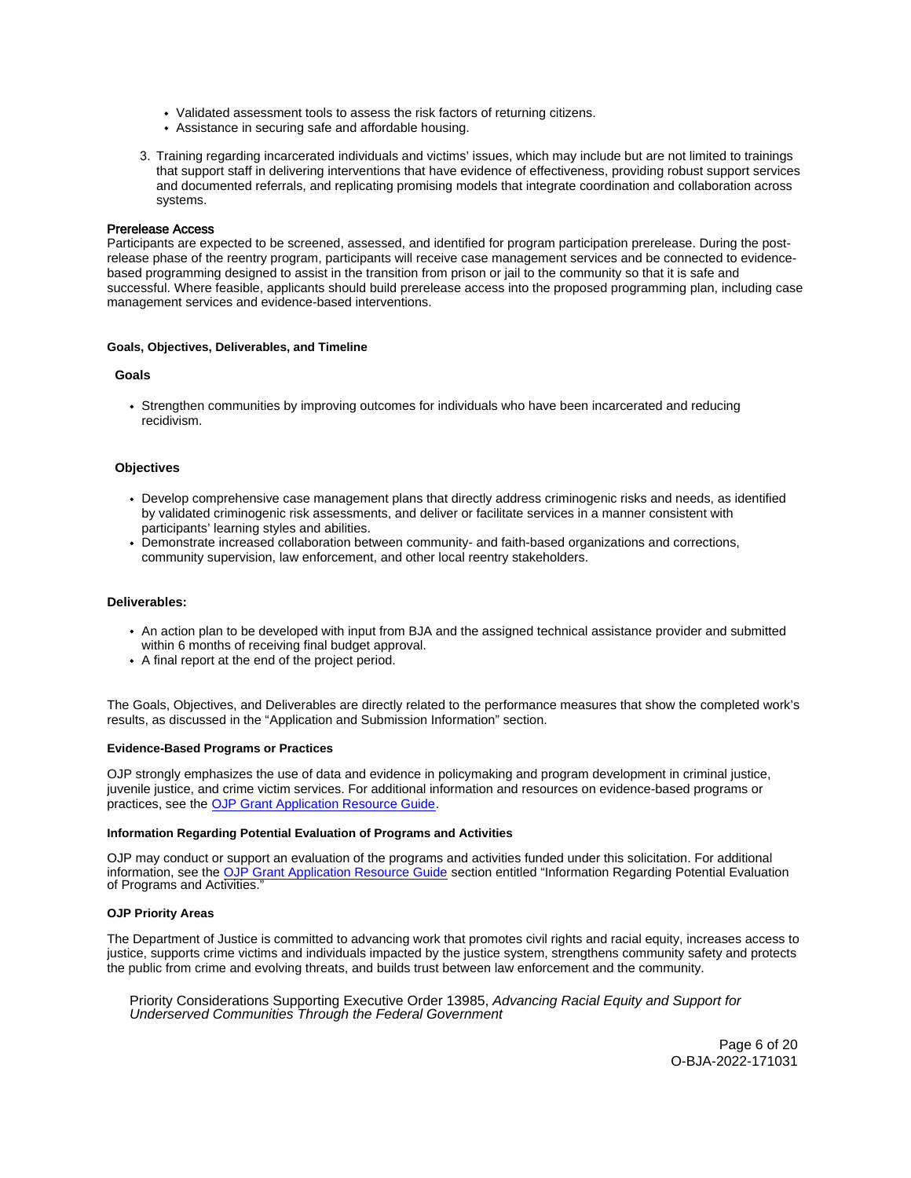- Validated assessment tools to assess the risk factors of returning citizens.
- Assistance in securing safe and affordable housing.

3. Training regarding incarcerated individuals and victims' issues, which may include but are not limited to trainings that support staff in delivering interventions that have evidence of effectiveness, providing robust support services and documented referrals, and replicating promising models that integrate coordination and collaboration across systems.

### Prerelease Access

Participants are expected to be screened, assessed, and identified for program participation prerelease. During the post-release phase of the reentry program, participants will receive case management services and be connected to evidence-based programming designed to assist in the transition from prison or jail to the community so that it is safe and successful. Where feasible, applicants should build prerelease access into the proposed programming plan, including case management services and evidence-based interventions.

### Goals, Objectives, Deliverables, and Timeline

#### Goals

- Strengthen communities by improving outcomes for individuals who have been incarcerated and reducing recidivism.

#### Objectives

- Develop comprehensive case management plans that directly address criminogenic risks and needs, as identified by validated criminogenic risk assessments, and deliver or facilitate services in a manner consistent with participants' learning styles and abilities.
- Demonstrate increased collaboration between community- and faith-based organizations and corrections, community supervision, law enforcement, and other local reentry stakeholders.

#### Deliverables:

- An action plan to be developed with input from BJA and the assigned technical assistance provider and submitted within 6 months of receiving final budget approval.
- A final report at the end of the project period.

The Goals, Objectives, and Deliverables are directly related to the performance measures that show the completed work's results, as discussed in the "Application and Submission Information" section.

### Evidence-Based Programs or Practices

OJP strongly emphasizes the use of data and evidence in policymaking and program development in criminal justice, juvenile justice, and crime victim services. For additional information and resources on evidence-based programs or practices, see the OJP Grant Application Resource Guide.

### Information Regarding Potential Evaluation of Programs and Activities

OJP may conduct or support an evaluation of the programs and activities funded under this solicitation. For additional information, see the OJP Grant Application Resource Guide section entitled "Information Regarding Potential Evaluation of Programs and Activities."

### OJP Priority Areas

The Department of Justice is committed to advancing work that promotes civil rights and racial equity, increases access to justice, supports crime victims and individuals impacted by the justice system, strengthens community safety and protects the public from crime and evolving threats, and builds trust between law enforcement and the community.

Priority Considerations Supporting Executive Order 13985, *Advancing Racial Equity and Support for Underserved Communities Through the Federal Government*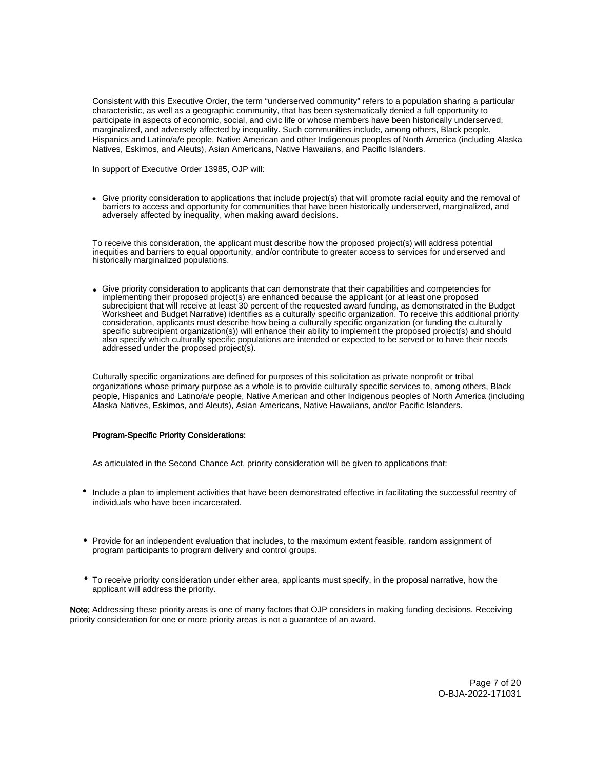Consistent with this Executive Order, the term "underserved community" refers to a population sharing a particular characteristic, as well as a geographic community, that has been systematically denied a full opportunity to participate in aspects of economic, social, and civic life or whose members have been historically underserved, marginalized, and adversely affected by inequality. Such communities include, among others, Black people, Hispanics and Latino/a/e people, Native American and other Indigenous peoples of North America (including Alaska Natives, Eskimos, and Aleuts), Asian Americans, Native Hawaiians, and Pacific Islanders.

In support of Executive Order 13985, OJP will:

- Give priority consideration to applications that include project(s) that will promote racial equity and the removal of barriers to access and opportunity for communities that have been historically underserved, marginalized, and adversely affected by inequality, when making award decisions.

To receive this consideration, the applicant must describe how the proposed project(s) will address potential inequities and barriers to equal opportunity, and/or contribute to greater access to services for underserved and historically marginalized populations.

- Give priority consideration to applicants that can demonstrate that their capabilities and competencies for implementing their proposed project(s) are enhanced because the applicant (or at least one proposed subrecipient that will receive at least 30 percent of the requested award funding, as demonstrated in the Budget Worksheet and Budget Narrative) identifies as a culturally specific organization. To receive this additional priority consideration, applicants must describe how being a culturally specific organization (or funding the culturally specific subrecipient organization(s)) will enhance their ability to implement the proposed project(s) and should also specify which culturally specific populations are intended or expected to be served or to have their needs addressed under the proposed project(s).

Culturally specific organizations are defined for purposes of this solicitation as private nonprofit or tribal organizations whose primary purpose as a whole is to provide culturally specific services to, among others, Black people, Hispanics and Latino/a/e people, Native American and other Indigenous peoples of North America (including Alaska Natives, Eskimos, and Aleuts), Asian Americans, Native Hawaiians, and/or Pacific Islanders.

**Program-Specific Priority Considerations:**

As articulated in the Second Chance Act, priority consideration will be given to applications that:

- Include a plan to implement activities that have been demonstrated effective in facilitating the successful reentry of individuals who have been incarcerated.
- Provide for an independent evaluation that includes, to the maximum extent feasible, random assignment of program participants to program delivery and control groups.
- To receive priority consideration under either area, applicants must specify, in the proposal narrative, how the applicant will address the priority.

**Note:** Addressing these priority areas is one of many factors that OJP considers in making funding decisions. Receiving priority consideration for one or more priority areas is not a guarantee of an award.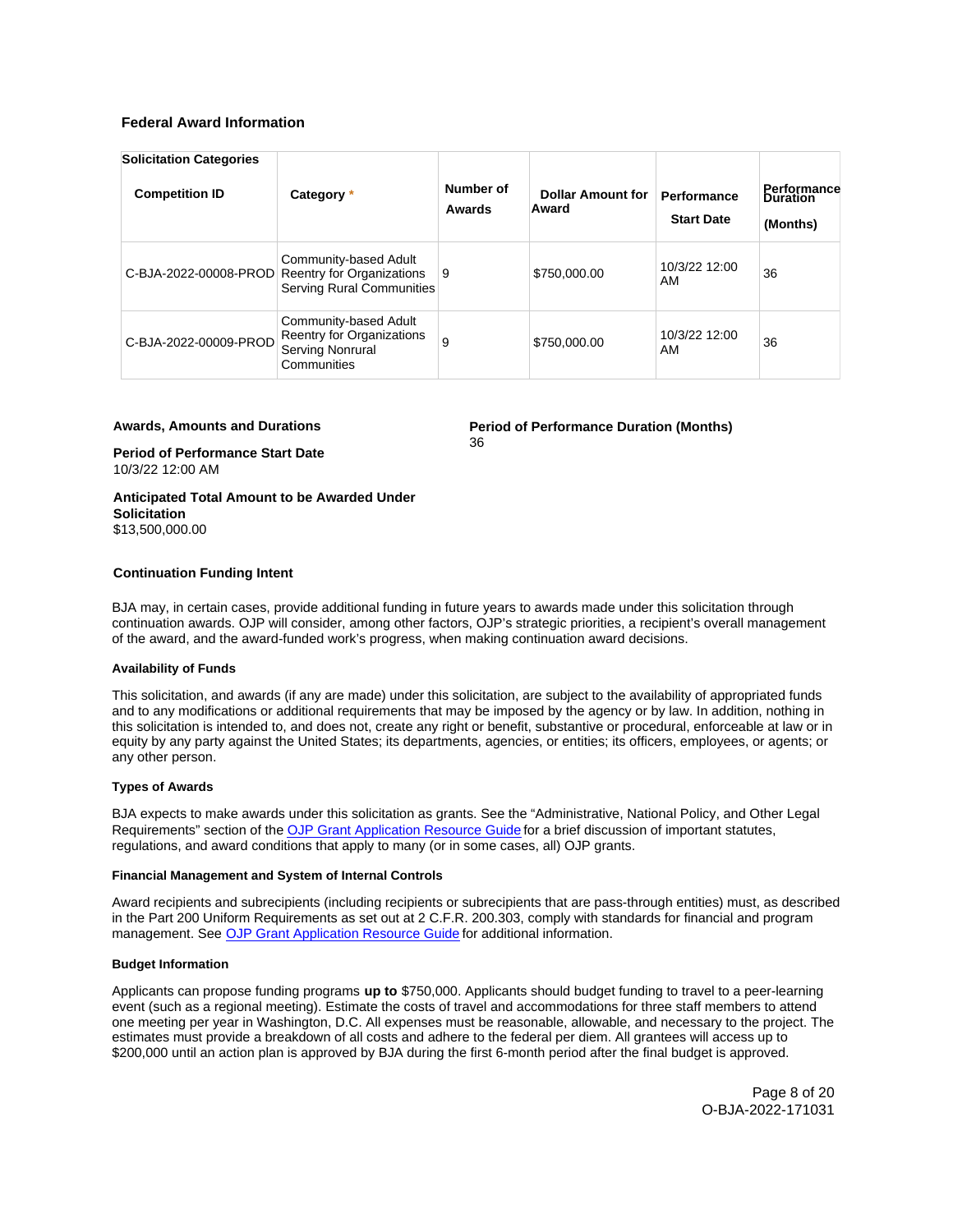### Federal Award Information

| Solicitation Categories | | | | | |
|---|---|---|---|---|---|
| **Competition ID** | **Category** * | **Number of Awards** | **Dollar Amount for Award** | **Performance Start Date** | **Performance Duration (Months)** |
| C-BJA-2022-00008-PROD | Community-based Adult Reentry for Organizations Serving Rural Communities | 9 | $750,000.00 | 10/3/22 12:00 AM | 36 |
| C-BJA-2022-00009-PROD | Community-based Adult Reentry for Organizations Serving Nonrural Communities | 9 | $750,000.00 | 10/3/22 12:00 AM | 36 |

**Awards, Amounts and Durations**

**Period of Performance Start Date**
10/3/22 12:00 AM

**Period of Performance Duration (Months)**
36

**Anticipated Total Amount to be Awarded Under Solicitation**
$13,500,000.00

**Continuation Funding Intent**

BJA may, in certain cases, provide additional funding in future years to awards made under this solicitation through continuation awards. OJP will consider, among other factors, OJP's strategic priorities, a recipient's overall management of the award, and the award-funded work's progress, when making continuation award decisions.

**Availability of Funds**

This solicitation, and awards (if any are made) under this solicitation, are subject to the availability of appropriated funds and to any modifications or additional requirements that may be imposed by the agency or by law. In addition, nothing in this solicitation is intended to, and does not, create any right or benefit, substantive or procedural, enforceable at law or in equity by any party against the United States; its departments, agencies, or entities; its officers, employees, or agents; or any other person.

**Types of Awards**

BJA expects to make awards under this solicitation as grants. See the "Administrative, National Policy, and Other Legal Requirements" section of the OJP Grant Application Resource Guide for a brief discussion of important statutes, regulations, and award conditions that apply to many (or in some cases, all) OJP grants.

**Financial Management and System of Internal Controls**

Award recipients and subrecipients (including recipients or subrecipients that are pass-through entities) must, as described in the Part 200 Uniform Requirements as set out at 2 C.F.R. 200.303, comply with standards for financial and program management. See OJP Grant Application Resource Guide for additional information.

**Budget Information**

Applicants can propose funding programs **up to** $750,000. Applicants should budget funding to travel to a peer-learning event (such as a regional meeting). Estimate the costs of travel and accommodations for three staff members to attend one meeting per year in Washington, D.C. All expenses must be reasonable, allowable, and necessary to the project. The estimates must provide a breakdown of all costs and adhere to the federal per diem. All grantees will access up to $200,000 until an action plan is approved by BJA during the first 6-month period after the final budget is approved.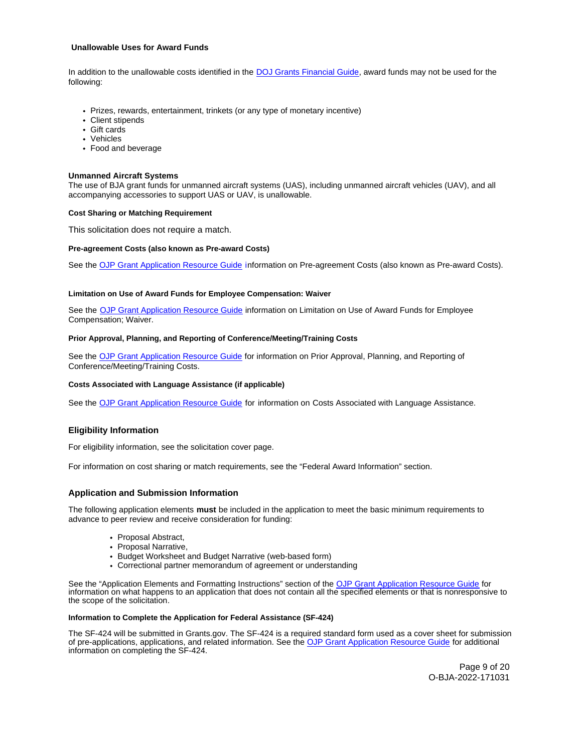### Unallowable Uses for Award Funds

In addition to the unallowable costs identified in the DOJ Grants Financial Guide, award funds may not be used for the following:

- Prizes, rewards, entertainment, trinkets (or any type of monetary incentive)
- Client stipends
- Gift cards
- Vehicles
- Food and beverage

**Unmanned Aircraft Systems**

The use of BJA grant funds for unmanned aircraft systems (UAS), including unmanned aircraft vehicles (UAV), and all accompanying accessories to support UAS or UAV, is unallowable.

**Cost Sharing or Matching Requirement**

This solicitation does not require a match.

**Pre-agreement Costs (also known as Pre-award Costs)**

See the OJP Grant Application Resource Guide information on Pre-agreement Costs (also known as Pre-award Costs).

**Limitation on Use of Award Funds for Employee Compensation: Waiver**

See the OJP Grant Application Resource Guide information on Limitation on Use of Award Funds for Employee Compensation; Waiver.

**Prior Approval, Planning, and Reporting of Conference/Meeting/Training Costs**

See the OJP Grant Application Resource Guide for information on Prior Approval, Planning, and Reporting of Conference/Meeting/Training Costs.

**Costs Associated with Language Assistance (if applicable)**

See the OJP Grant Application Resource Guide for information on Costs Associated with Language Assistance.

## Eligibility Information

For eligibility information, see the solicitation cover page.

For information on cost sharing or match requirements, see the "Federal Award Information" section.

## Application and Submission Information

The following application elements **must** be included in the application to meet the basic minimum requirements to advance to peer review and receive consideration for funding:

- Proposal Abstract,
- Proposal Narrative,
- Budget Worksheet and Budget Narrative (web-based form)
- Correctional partner memorandum of agreement or understanding

See the "Application Elements and Formatting Instructions" section of the OJP Grant Application Resource Guide for information on what happens to an application that does not contain all the specified elements or that is nonresponsive to the scope of the solicitation.

**Information to Complete the Application for Federal Assistance (SF-424)**

The SF-424 will be submitted in Grants.gov. The SF-424 is a required standard form used as a cover sheet for submission of pre-applications, applications, and related information. See the OJP Grant Application Resource Guide for additional information on completing the SF-424.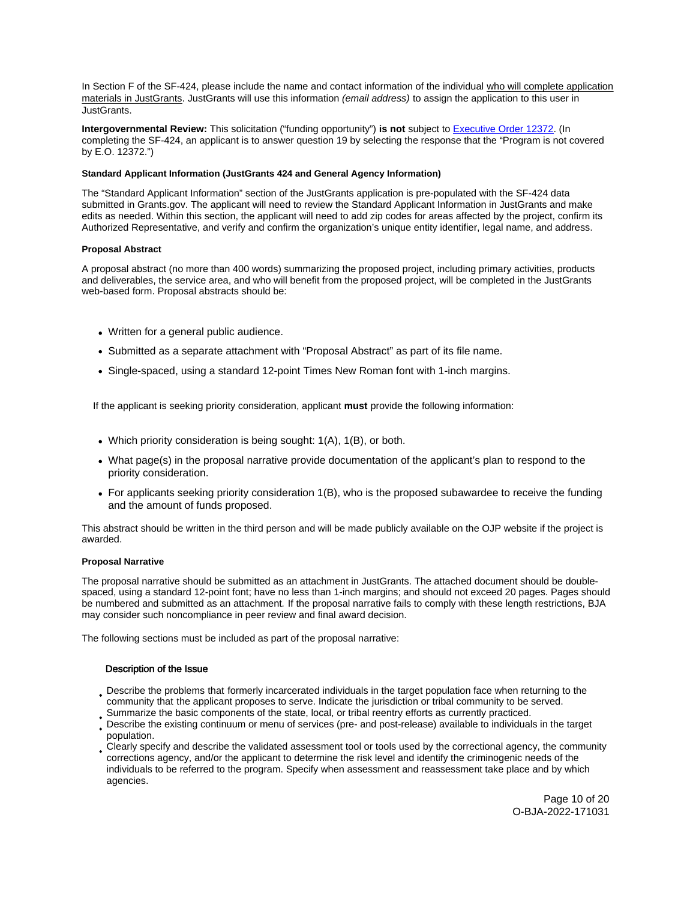In Section F of the SF-424, please include the name and contact information of the individual who will complete application materials in JustGrants. JustGrants will use this information *(email address)* to assign the application to this user in JustGrants.

**Intergovernmental Review:** This solicitation ("funding opportunity") **is not** subject to Executive Order 12372. (In completing the SF-424, an applicant is to answer question 19 by selecting the response that the "Program is not covered by E.O. 12372.")

**Standard Applicant Information (JustGrants 424 and General Agency Information)**

The "Standard Applicant Information" section of the JustGrants application is pre-populated with the SF-424 data submitted in Grants.gov. The applicant will need to review the Standard Applicant Information in JustGrants and make edits as needed. Within this section, the applicant will need to add zip codes for areas affected by the project, confirm its Authorized Representative, and verify and confirm the organization's unique entity identifier, legal name, and address.

**Proposal Abstract**

A proposal abstract (no more than 400 words) summarizing the proposed project, including primary activities, products and deliverables, the service area, and who will benefit from the proposed project, will be completed in the JustGrants web-based form. Proposal abstracts should be:

- Written for a general public audience.
- Submitted as a separate attachment with "Proposal Abstract" as part of its file name.
- Single-spaced, using a standard 12-point Times New Roman font with 1-inch margins.

If the applicant is seeking priority consideration, applicant **must** provide the following information:

- Which priority consideration is being sought: 1(A), 1(B), or both.
- What page(s) in the proposal narrative provide documentation of the applicant's plan to respond to the priority consideration.
- For applicants seeking priority consideration 1(B), who is the proposed subawardee to receive the funding and the amount of funds proposed.

This abstract should be written in the third person and will be made publicly available on the OJP website if the project is awarded.

**Proposal Narrative**

The proposal narrative should be submitted as an attachment in JustGrants. The attached document should be double-spaced, using a standard 12-point font; have no less than 1-inch margins; and should not exceed 20 pages. Pages should be numbered and submitted as an attachment. If the proposal narrative fails to comply with these length restrictions, BJA may consider such noncompliance in peer review and final award decision.

The following sections must be included as part of the proposal narrative:

**Description of the Issue**

- Describe the problems that formerly incarcerated individuals in the target population face when returning to the community that the applicant proposes to serve. Indicate the jurisdiction or tribal community to be served.
- Summarize the basic components of the state, local, or tribal reentry efforts as currently practiced.
- Describe the existing continuum or menu of services (pre- and post-release) available to individuals in the target population.
- Clearly specify and describe the validated assessment tool or tools used by the correctional agency, the community corrections agency, and/or the applicant to determine the risk level and identify the criminogenic needs of the individuals to be referred to the program. Specify when assessment and reassessment take place and by which agencies.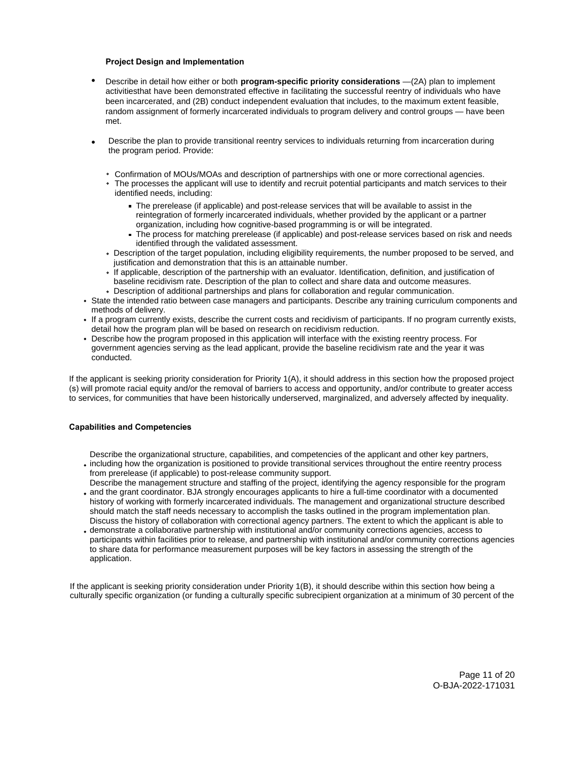**Project Design and Implementation**

- Describe in detail how either or both **program-specific priority considerations** —(2A) plan to implement activitiesthat have been demonstrated effective in facilitating the successful reentry of individuals who have been incarcerated, and (2B) conduct independent evaluation that includes, to the maximum extent feasible, random assignment of formerly incarcerated individuals to program delivery and control groups — have been met.
- Describe the plan to provide transitional reentry services to individuals returning from incarceration during the program period. Provide:
  - Confirmation of MOUs/MOAs and description of partnerships with one or more correctional agencies.
  - The processes the applicant will use to identify and recruit potential participants and match services to their identified needs, including:
    - The prerelease (if applicable) and post-release services that will be available to assist in the reintegration of formerly incarcerated individuals, whether provided by the applicant or a partner organization, including how cognitive-based programming is or will be integrated.
    - The process for matching prerelease (if applicable) and post-release services based on risk and needs identified through the validated assessment.
  - Description of the target population, including eligibility requirements, the number proposed to be served, and justification and demonstration that this is an attainable number.
  - If applicable, description of the partnership with an evaluator. Identification, definition, and justification of baseline recidivism rate. Description of the plan to collect and share data and outcome measures.
  - Description of additional partnerships and plans for collaboration and regular communication.
- State the intended ratio between case managers and participants. Describe any training curriculum components and methods of delivery.
- If a program currently exists, describe the current costs and recidivism of participants. If no program currently exists, detail how the program plan will be based on research on recidivism reduction.
- Describe how the program proposed in this application will interface with the existing reentry process. For government agencies serving as the lead applicant, provide the baseline recidivism rate and the year it was conducted.

If the applicant is seeking priority consideration for Priority 1(A), it should address in this section how the proposed project (s) will promote racial equity and/or the removal of barriers to access and opportunity, and/or contribute to greater access to services, for communities that have been historically underserved, marginalized, and adversely affected by inequality.

**Capabilities and Competencies**

- Describe the organizational structure, capabilities, and competencies of the applicant and other key partners, including how the organization is positioned to provide transitional services throughout the entire reentry process from prerelease (if applicable) to post-release community support.
- Describe the management structure and staffing of the project, identifying the agency responsible for the program and the grant coordinator. BJA strongly encourages applicants to hire a full-time coordinator with a documented history of working with formerly incarcerated individuals. The management and organizational structure described should match the staff needs necessary to accomplish the tasks outlined in the program implementation plan.
- Discuss the history of collaboration with correctional agency partners. The extent to which the applicant is able to demonstrate a collaborative partnership with institutional and/or community corrections agencies, access to participants within facilities prior to release, and partnership with institutional and/or community corrections agencies to share data for performance measurement purposes will be key factors in assessing the strength of the application.

If the applicant is seeking priority consideration under Priority 1(B), it should describe within this section how being a culturally specific organization (or funding a culturally specific subrecipient organization at a minimum of 30 percent of the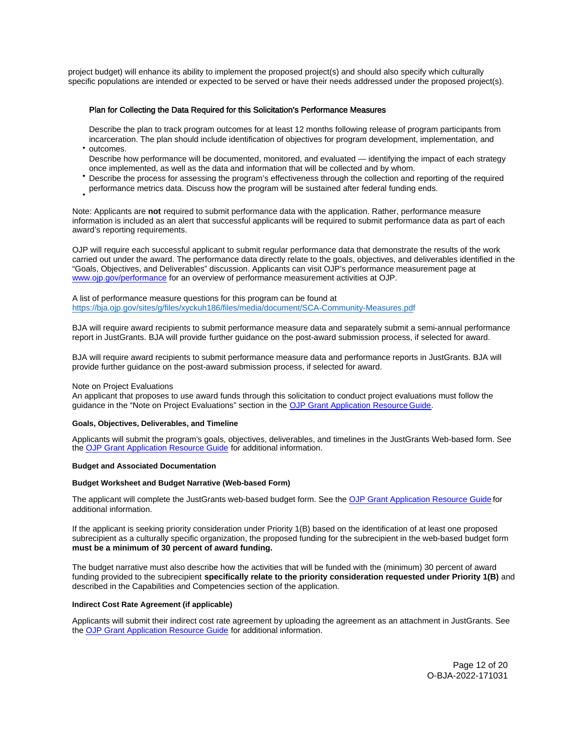project budget) will enhance its ability to implement the proposed project(s) and should also specify which culturally specific populations are intended or expected to be served or have their needs addressed under the proposed project(s).

### Plan for Collecting the Data Required for this Solicitation's Performance Measures

- Describe the plan to track program outcomes for at least 12 months following release of program participants from incarceration. The plan should include identification of objectives for program development, implementation, and outcomes.
- Describe how performance will be documented, monitored, and evaluated — identifying the impact of each strategy once implemented, as well as the data and information that will be collected and by whom.
- Describe the process for assessing the program's effectiveness through the collection and reporting of the required performance metrics data. Discuss how the program will be sustained after federal funding ends.

Note: Applicants are **not** required to submit performance data with the application. Rather, performance measure information is included as an alert that successful applicants will be required to submit performance data as part of each award's reporting requirements.

OJP will require each successful applicant to submit regular performance data that demonstrate the results of the work carried out under the award. The performance data directly relate to the goals, objectives, and deliverables identified in the "Goals, Objectives, and Deliverables" discussion. Applicants can visit OJP's performance measurement page at www.ojp.gov/performance for an overview of performance measurement activities at OJP.

A list of performance measure questions for this program can be found at https://bja.ojp.gov/sites/g/files/xyckuh186/files/media/document/SCA-Community-Measures.pdf

BJA will require award recipients to submit performance measure data and separately submit a semi-annual performance report in JustGrants. BJA will provide further guidance on the post-award submission process, if selected for award.

BJA will require award recipients to submit performance measure data and performance reports in JustGrants. BJA will provide further guidance on the post-award submission process, if selected for award.

Note on Project Evaluations
An applicant that proposes to use award funds through this solicitation to conduct project evaluations must follow the guidance in the "Note on Project Evaluations" section in the OJP Grant Application Resource Guide.

#### Goals, Objectives, Deliverables, and Timeline

Applicants will submit the program's goals, objectives, deliverables, and timelines in the JustGrants Web-based form. See the OJP Grant Application Resource Guide for additional information.

#### Budget and Associated Documentation

#### Budget Worksheet and Budget Narrative (Web-based Form)

The applicant will complete the JustGrants web-based budget form. See the OJP Grant Application Resource Guide for additional information.

If the applicant is seeking priority consideration under Priority 1(B) based on the identification of at least one proposed subrecipient as a culturally specific organization, the proposed funding for the subrecipient in the web-based budget form **must be a minimum of 30 percent of award funding.**

The budget narrative must also describe how the activities that will be funded with the (minimum) 30 percent of award funding provided to the subrecipient **specifically relate to the priority consideration requested under Priority 1(B)** and described in the Capabilities and Competencies section of the application.

#### Indirect Cost Rate Agreement (if applicable)

Applicants will submit their indirect cost rate agreement by uploading the agreement as an attachment in JustGrants. See the OJP Grant Application Resource Guide for additional information.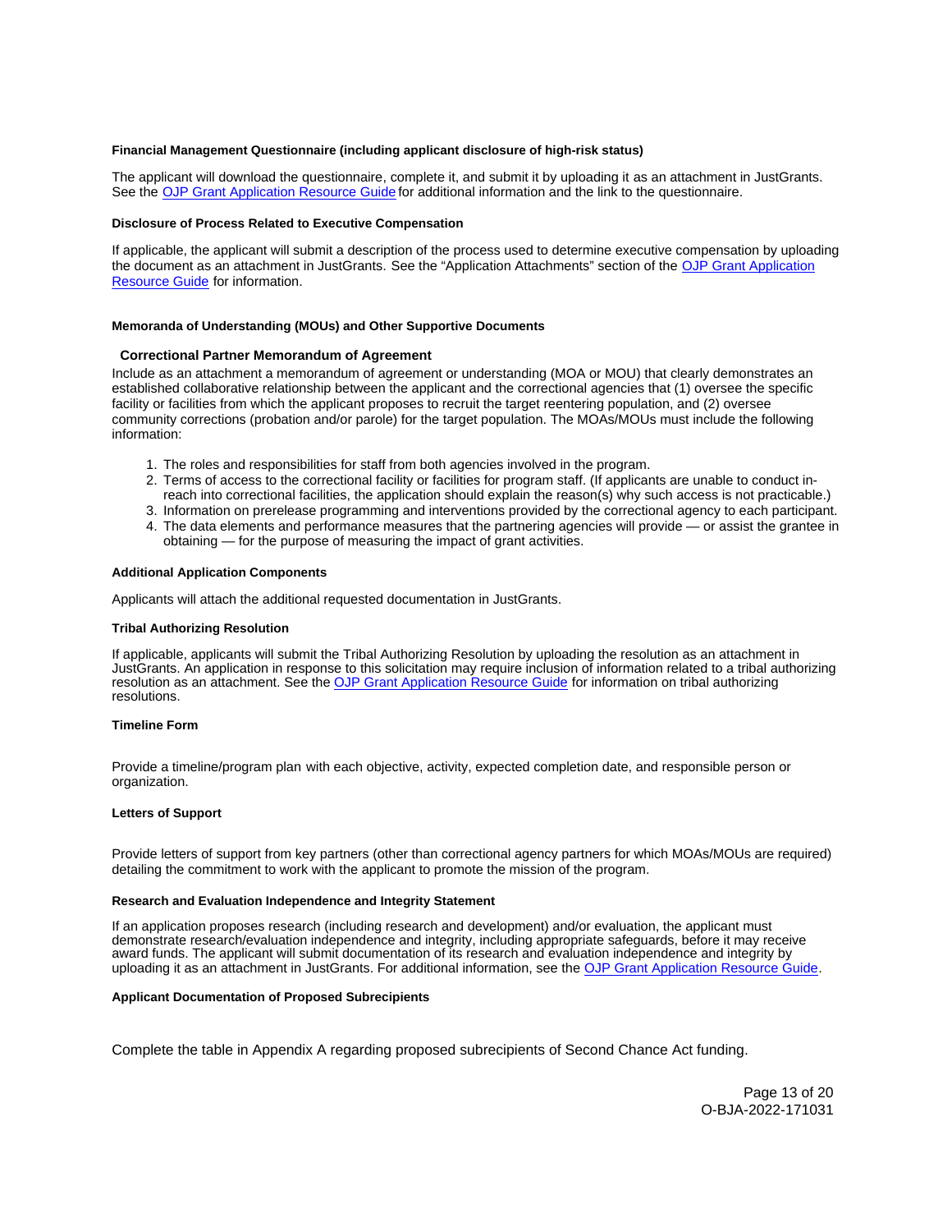**Financial Management Questionnaire (including applicant disclosure of high-risk status)**

The applicant will download the questionnaire, complete it, and submit it by uploading it as an attachment in JustGrants. See the [OJP Grant Application Resource Guide](#) for additional information and the link to the questionnaire.

**Disclosure of Process Related to Executive Compensation**

If applicable, the applicant will submit a description of the process used to determine executive compensation by uploading the document as an attachment in JustGrants. See the "Application Attachments" section of the [OJP Grant Application Resource Guide](#) for information.

**Memoranda of Understanding (MOUs) and Other Supportive Documents**

**Correctional Partner Memorandum of Agreement**

Include as an attachment a memorandum of agreement or understanding (MOA or MOU) that clearly demonstrates an established collaborative relationship between the applicant and the correctional agencies that (1) oversee the specific facility or facilities from which the applicant proposes to recruit the target reentering population, and (2) oversee community corrections (probation and/or parole) for the target population. The MOAs/MOUs must include the following information:

1. The roles and responsibilities for staff from both agencies involved in the program.
2. Terms of access to the correctional facility or facilities for program staff. (If applicants are unable to conduct in-reach into correctional facilities, the application should explain the reason(s) why such access is not practicable.)
3. Information on prerelease programming and interventions provided by the correctional agency to each participant.
4. The data elements and performance measures that the partnering agencies will provide — or assist the grantee in obtaining — for the purpose of measuring the impact of grant activities.

**Additional Application Components**

Applicants will attach the additional requested documentation in JustGrants.

**Tribal Authorizing Resolution**

If applicable, applicants will submit the Tribal Authorizing Resolution by uploading the resolution as an attachment in JustGrants. An application in response to this solicitation may require inclusion of information related to a tribal authorizing resolution as an attachment. See the [OJP Grant Application Resource Guide](#) for information on tribal authorizing resolutions.

**Timeline Form**

Provide a timeline/program plan with each objective, activity, expected completion date, and responsible person or organization.

**Letters of Support**

Provide letters of support from key partners (other than correctional agency partners for which MOAs/MOUs are required) detailing the commitment to work with the applicant to promote the mission of the program.

**Research and Evaluation Independence and Integrity Statement**

If an application proposes research (including research and development) and/or evaluation, the applicant must demonstrate research/evaluation independence and integrity, including appropriate safeguards, before it may receive award funds. The applicant will submit documentation of its research and evaluation independence and integrity by uploading it as an attachment in JustGrants. For additional information, see the [OJP Grant Application Resource Guide](#).

**Applicant Documentation of Proposed Subrecipients**

Complete the table in Appendix A regarding proposed subrecipients of Second Chance Act funding.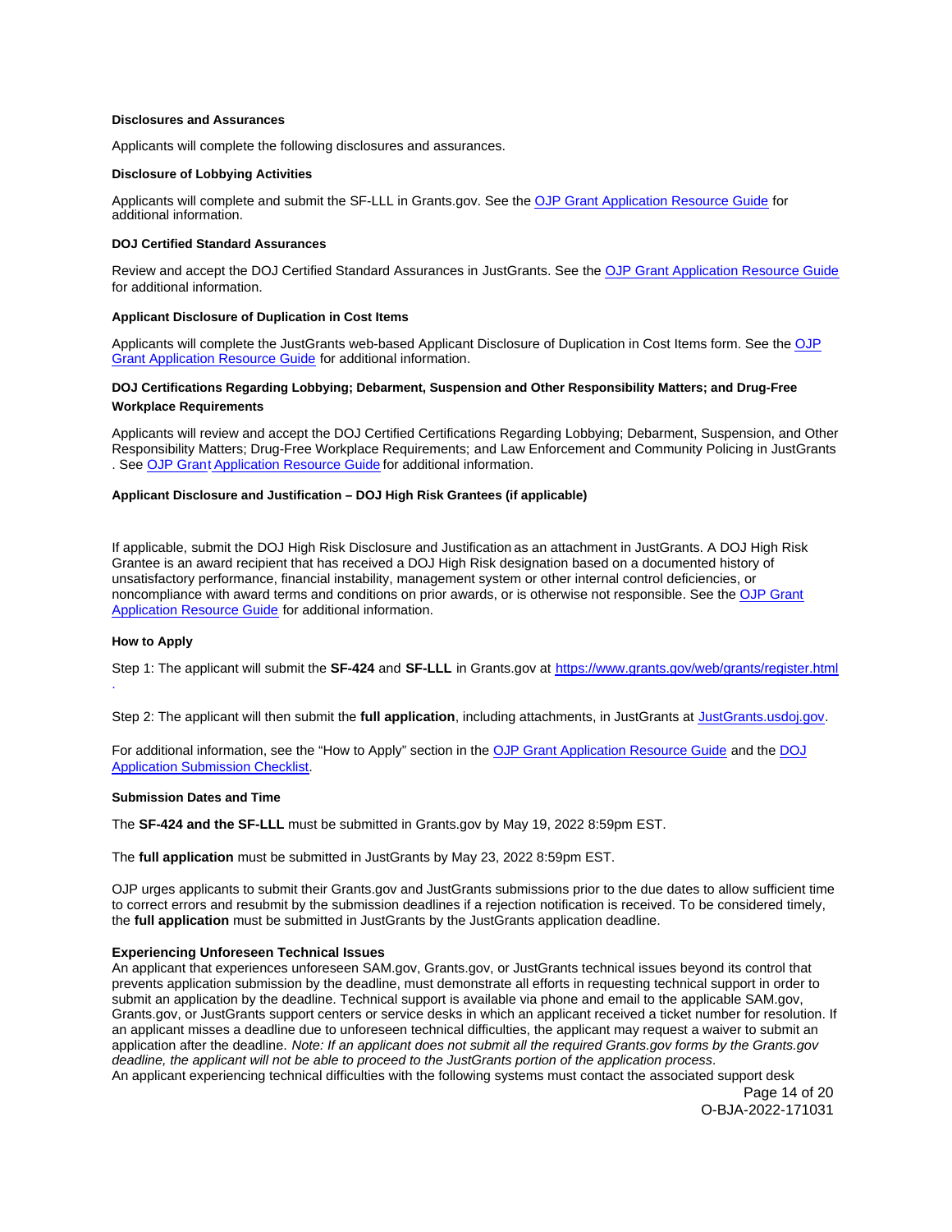**Disclosures and Assurances**

Applicants will complete the following disclosures and assurances.

**Disclosure of Lobbying Activities**

Applicants will complete and submit the SF-LLL in Grants.gov. See the OJP Grant Application Resource Guide for additional information.

**DOJ Certified Standard Assurances**

Review and accept the DOJ Certified Standard Assurances in JustGrants. See the OJP Grant Application Resource Guide for additional information.

**Applicant Disclosure of Duplication in Cost Items**

Applicants will complete the JustGrants web-based Applicant Disclosure of Duplication in Cost Items form. See the OJP Grant Application Resource Guide for additional information.

**DOJ Certifications Regarding Lobbying; Debarment, Suspension and Other Responsibility Matters; and Drug-Free Workplace Requirements**

Applicants will review and accept the DOJ Certified Certifications Regarding Lobbying; Debarment, Suspension, and Other Responsibility Matters; Drug-Free Workplace Requirements; and Law Enforcement and Community Policing in JustGrants . See OJP Grant Application Resource Guide for additional information.

**Applicant Disclosure and Justification – DOJ High Risk Grantees (if applicable)**

If applicable, submit the DOJ High Risk Disclosure and Justification as an attachment in JustGrants. A DOJ High Risk Grantee is an award recipient that has received a DOJ High Risk designation based on a documented history of unsatisfactory performance, financial instability, management system or other internal control deficiencies, or noncompliance with award terms and conditions on prior awards, or is otherwise not responsible. See the OJP Grant Application Resource Guide for additional information.

**How to Apply**

Step 1: The applicant will submit the **SF-424** and **SF-LLL** in Grants.gov at https://www.grants.gov/web/grants/register.html.

Step 2: The applicant will then submit the **full application**, including attachments, in JustGrants at JustGrants.usdoj.gov.

For additional information, see the "How to Apply" section in the OJP Grant Application Resource Guide and the DOJ Application Submission Checklist.

**Submission Dates and Time**

The **SF-424 and the SF-LLL** must be submitted in Grants.gov by May 19, 2022 8:59pm EST.

The **full application** must be submitted in JustGrants by May 23, 2022 8:59pm EST.

OJP urges applicants to submit their Grants.gov and JustGrants submissions prior to the due dates to allow sufficient time to correct errors and resubmit by the submission deadlines if a rejection notification is received. To be considered timely, the **full application** must be submitted in JustGrants by the JustGrants application deadline.

**Experiencing Unforeseen Technical Issues**

An applicant that experiences unforeseen SAM.gov, Grants.gov, or JustGrants technical issues beyond its control that prevents application submission by the deadline, must demonstrate all efforts in requesting technical support in order to submit an application by the deadline. Technical support is available via phone and email to the applicable SAM.gov, Grants.gov, or JustGrants support centers or service desks in which an applicant received a ticket number for resolution. If an applicant misses a deadline due to unforeseen technical difficulties, the applicant may request a waiver to submit an application after the deadline. *Note: If an applicant does not submit all the required Grants.gov forms by the Grants.gov deadline, the applicant will not be able to proceed to the JustGrants portion of the application process.*
An applicant experiencing technical difficulties with the following systems must contact the associated support desk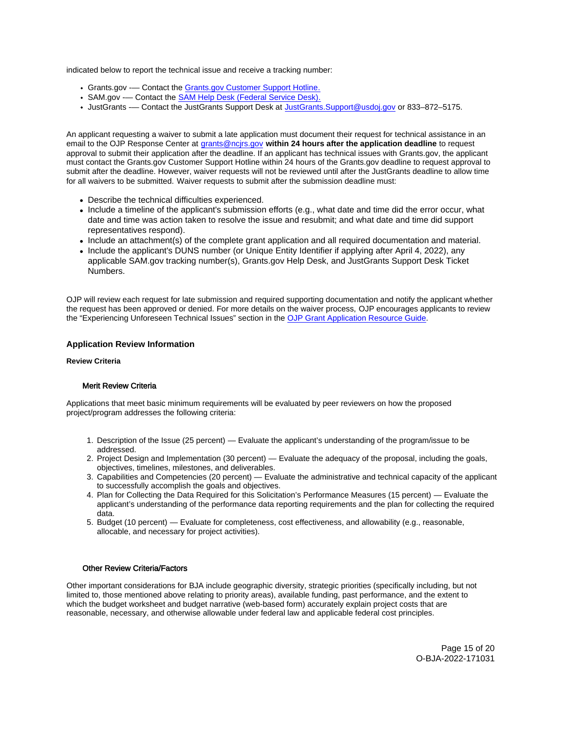indicated below to report the technical issue and receive a tracking number:

- Grants.gov -— Contact the [Grants.gov Customer Support Hotline.](#)
- SAM.gov -— Contact the [SAM Help Desk (Federal Service Desk).](#)
- JustGrants -— Contact the JustGrants Support Desk at [JustGrants.Support@usdoj.gov](mailto:JustGrants.Support@usdoj.gov) or 833–872–5175.

An applicant requesting a waiver to submit a late application must document their request for technical assistance in an email to the OJP Response Center at [grants@ncjrs.gov](mailto:grants@ncjrs.gov) **within 24 hours after the application deadline** to request approval to submit their application after the deadline. If an applicant has technical issues with Grants.gov, the applicant must contact the Grants.gov Customer Support Hotline within 24 hours of the Grants.gov deadline to request approval to submit after the deadline. However, waiver requests will not be reviewed until after the JustGrants deadline to allow time for all waivers to be submitted. Waiver requests to submit after the submission deadline must:

- Describe the technical difficulties experienced.
- Include a timeline of the applicant's submission efforts (e.g., what date and time did the error occur, what date and time was action taken to resolve the issue and resubmit; and what date and time did support representatives respond).
- Include an attachment(s) of the complete grant application and all required documentation and material.
- Include the applicant's DUNS number (or Unique Entity Identifier if applying after April 4, 2022), any applicable SAM.gov tracking number(s), Grants.gov Help Desk, and JustGrants Support Desk Ticket Numbers.

OJP will review each request for late submission and required supporting documentation and notify the applicant whether the request has been approved or denied. For more details on the waiver process, OJP encourages applicants to review the "Experiencing Unforeseen Technical Issues" section in the [OJP Grant Application Resource Guide](#).

## Application Review Information

### Review Criteria

#### Merit Review Criteria

Applications that meet basic minimum requirements will be evaluated by peer reviewers on how the proposed project/program addresses the following criteria:

1. Description of the Issue (25 percent) — Evaluate the applicant's understanding of the program/issue to be addressed.
2. Project Design and Implementation (30 percent) — Evaluate the adequacy of the proposal, including the goals, objectives, timelines, milestones, and deliverables.
3. Capabilities and Competencies (20 percent) — Evaluate the administrative and technical capacity of the applicant to successfully accomplish the goals and objectives.
4. Plan for Collecting the Data Required for this Solicitation's Performance Measures (15 percent) — Evaluate the applicant's understanding of the performance data reporting requirements and the plan for collecting the required data.
5. Budget (10 percent) — Evaluate for completeness, cost effectiveness, and allowability (e.g., reasonable, allocable, and necessary for project activities).

#### Other Review Criteria/Factors

Other important considerations for BJA include geographic diversity, strategic priorities (specifically including, but not limited to, those mentioned above relating to priority areas), available funding, past performance, and the extent to which the budget worksheet and budget narrative (web-based form) accurately explain project costs that are reasonable, necessary, and otherwise allowable under federal law and applicable federal cost principles.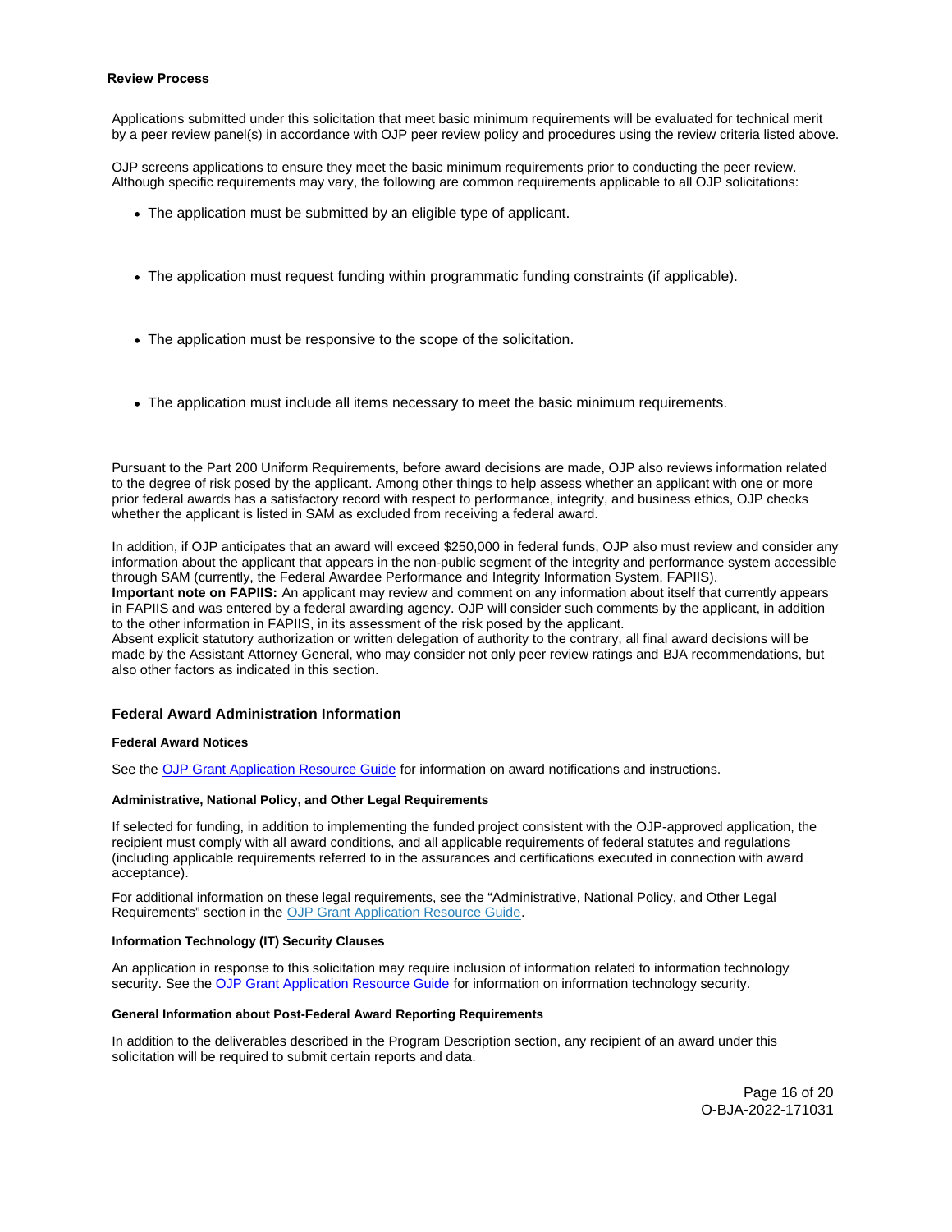### Review Process

Applications submitted under this solicitation that meet basic minimum requirements will be evaluated for technical merit by a peer review panel(s) in accordance with OJP peer review policy and procedures using the review criteria listed above.

OJP screens applications to ensure they meet the basic minimum requirements prior to conducting the peer review. Although specific requirements may vary, the following are common requirements applicable to all OJP solicitations:

- The application must be submitted by an eligible type of applicant.
- The application must request funding within programmatic funding constraints (if applicable).
- The application must be responsive to the scope of the solicitation.
- The application must include all items necessary to meet the basic minimum requirements.

Pursuant to the Part 200 Uniform Requirements, before award decisions are made, OJP also reviews information related to the degree of risk posed by the applicant. Among other things to help assess whether an applicant with one or more prior federal awards has a satisfactory record with respect to performance, integrity, and business ethics, OJP checks whether the applicant is listed in SAM as excluded from receiving a federal award.

In addition, if OJP anticipates that an award will exceed $250,000 in federal funds, OJP also must review and consider any information about the applicant that appears in the non-public segment of the integrity and performance system accessible through SAM (currently, the Federal Awardee Performance and Integrity Information System, FAPIIS).

**Important note on FAPIIS:** An applicant may review and comment on any information about itself that currently appears in FAPIIS and was entered by a federal awarding agency. OJP will consider such comments by the applicant, in addition to the other information in FAPIIS, in its assessment of the risk posed by the applicant.

Absent explicit statutory authorization or written delegation of authority to the contrary, all final award decisions will be made by the Assistant Attorney General, who may consider not only peer review ratings and BJA recommendations, but also other factors as indicated in this section.

## Federal Award Administration Information

#### Federal Award Notices

See the [OJP Grant Application Resource Guide] for information on award notifications and instructions.

#### Administrative, National Policy, and Other Legal Requirements

If selected for funding, in addition to implementing the funded project consistent with the OJP-approved application, the recipient must comply with all award conditions, and all applicable requirements of federal statutes and regulations (including applicable requirements referred to in the assurances and certifications executed in connection with award acceptance).

For additional information on these legal requirements, see the "Administrative, National Policy, and Other Legal Requirements" section in the [OJP Grant Application Resource Guide].

#### Information Technology (IT) Security Clauses

An application in response to this solicitation may require inclusion of information related to information technology security. See the [OJP Grant Application Resource Guide] for information on information technology security.

#### General Information about Post-Federal Award Reporting Requirements

In addition to the deliverables described in the Program Description section, any recipient of an award under this solicitation will be required to submit certain reports and data.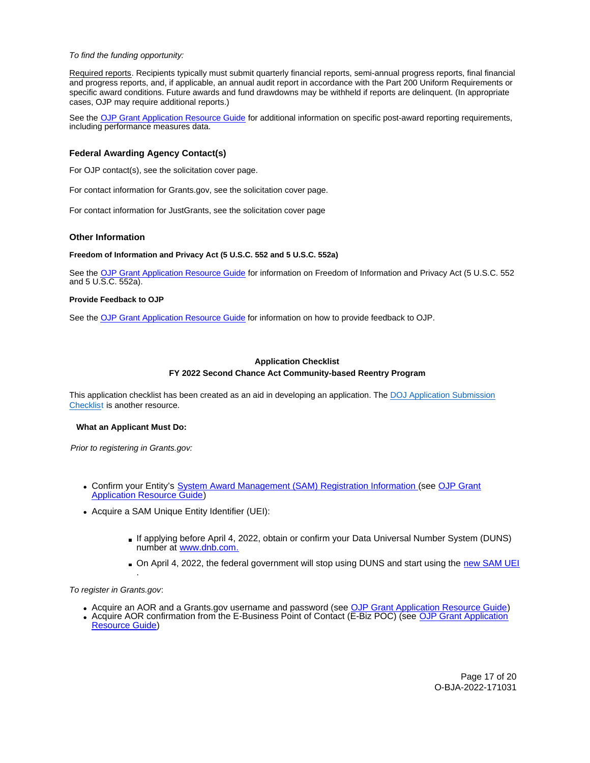*To find the funding opportunity:*

Required reports. Recipients typically must submit quarterly financial reports, semi-annual progress reports, final financial and progress reports, and, if applicable, an annual audit report in accordance with the Part 200 Uniform Requirements or specific award conditions. Future awards and fund drawdowns may be withheld if reports are delinquent. (In appropriate cases, OJP may require additional reports.)

See the OJP Grant Application Resource Guide for additional information on specific post-award reporting requirements, including performance measures data.

### Federal Awarding Agency Contact(s)

For OJP contact(s), see the solicitation cover page.

For contact information for Grants.gov, see the solicitation cover page.

For contact information for JustGrants, see the solicitation cover page

### Other Information

#### Freedom of Information and Privacy Act (5 U.S.C. 552 and 5 U.S.C. 552a)

See the OJP Grant Application Resource Guide for information on Freedom of Information and Privacy Act (5 U.S.C. 552 and 5 U.S.C. 552a).

#### Provide Feedback to OJP

See the OJP Grant Application Resource Guide for information on how to provide feedback to OJP.

## Application Checklist
## FY 2022 Second Chance Act Community-based Reentry Program

This application checklist has been created as an aid in developing an application. The DOJ Application Submission Checklist is another resource.

**What an Applicant Must Do:**

*Prior to registering in Grants.gov:*

- Confirm your Entity's System Award Management (SAM) Registration Information (see OJP Grant Application Resource Guide)
- Acquire a SAM Unique Entity Identifier (UEI):
  - If applying before April 4, 2022, obtain or confirm your Data Universal Number System (DUNS) number at www.dnb.com.
  - On April 4, 2022, the federal government will stop using DUNS and start using the new SAM UEI.

*To register in Grants.gov*:

- Acquire an AOR and a Grants.gov username and password (see OJP Grant Application Resource Guide)
- Acquire AOR confirmation from the E-Business Point of Contact (E-Biz POC) (see OJP Grant Application Resource Guide)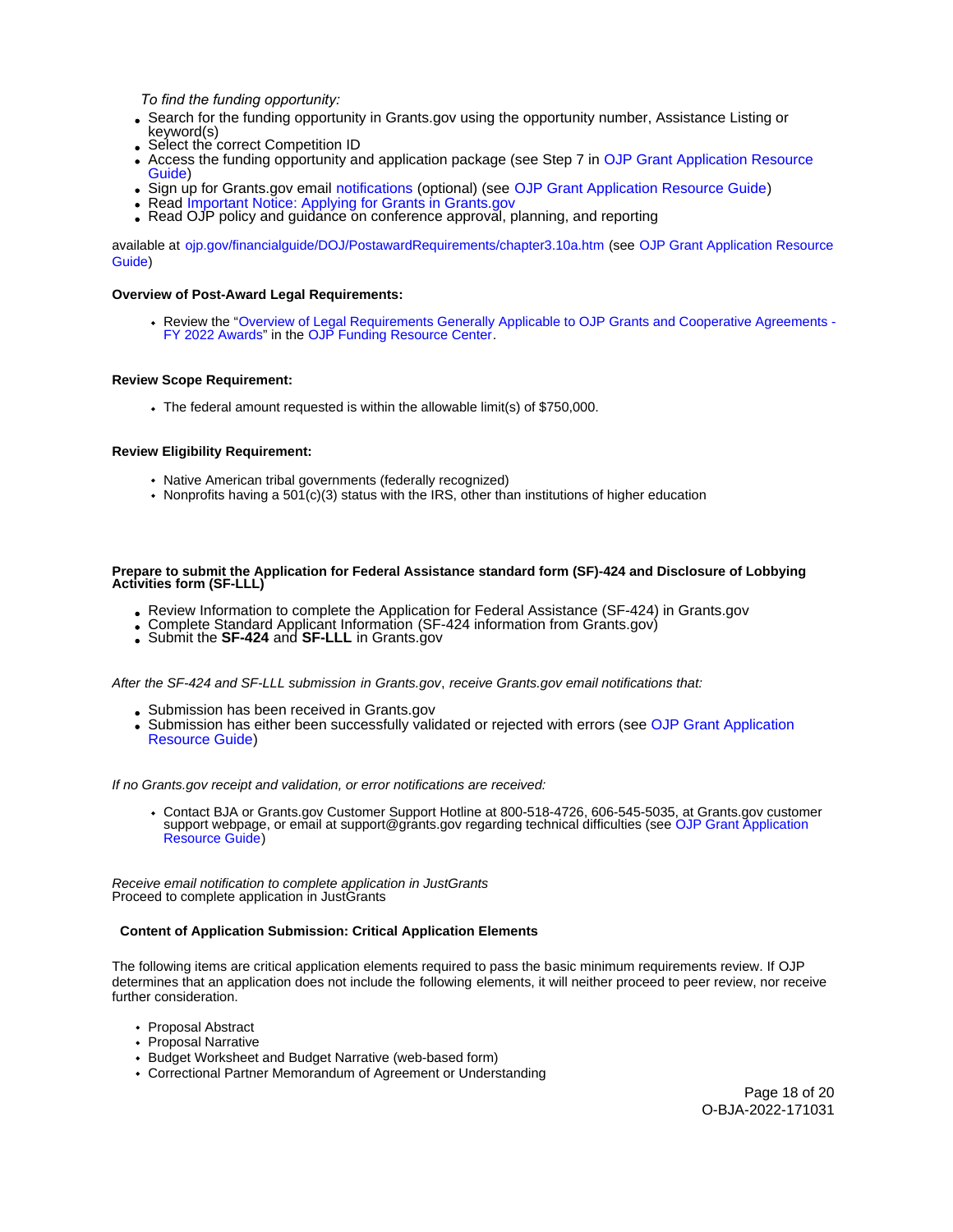*To find the funding opportunity:*

- Search for the funding opportunity in Grants.gov using the opportunity number, Assistance Listing or keyword(s)
- Select the correct Competition ID
- Access the funding opportunity and application package (see Step 7 in OJP Grant Application Resource Guide)
- Sign up for Grants.gov email notifications (optional) (see OJP Grant Application Resource Guide)
- Read Important Notice: Applying for Grants in Grants.gov
- Read OJP policy and guidance on conference approval, planning, and reporting

available at ojp.gov/financialguide/DOJ/PostawardRequirements/chapter3.10a.htm (see OJP Grant Application Resource Guide)

**Overview of Post-Award Legal Requirements:**

- Review the "Overview of Legal Requirements Generally Applicable to OJP Grants and Cooperative Agreements - FY 2022 Awards" in the OJP Funding Resource Center.

**Review Scope Requirement:**

- The federal amount requested is within the allowable limit(s) of $750,000.

**Review Eligibility Requirement:**

- Native American tribal governments (federally recognized)
- Nonprofits having a 501(c)(3) status with the IRS, other than institutions of higher education

**Prepare to submit the Application for Federal Assistance standard form (SF)-424 and Disclosure of Lobbying Activities form (SF-LLL)**

- Review Information to complete the Application for Federal Assistance (SF-424) in Grants.gov
- Complete Standard Applicant Information (SF-424 information from Grants.gov)
- Submit the **SF-424** and **SF-LLL** in Grants.gov

*After the SF-424 and SF-LLL submission in Grants.gov, receive Grants.gov email notifications that:*

- Submission has been received in Grants.gov
- Submission has either been successfully validated or rejected with errors (see OJP Grant Application Resource Guide)

*If no Grants.gov receipt and validation, or error notifications are received:*

- Contact BJA or Grants.gov Customer Support Hotline at 800-518-4726, 606-545-5035, at Grants.gov customer support webpage, or email at support@grants.gov regarding technical difficulties (see OJP Grant Application Resource Guide)

*Receive email notification to complete application in JustGrants*
Proceed to complete application in JustGrants

**Content of Application Submission: Critical Application Elements**

The following items are critical application elements required to pass the basic minimum requirements review. If OJP determines that an application does not include the following elements, it will neither proceed to peer review, nor receive further consideration.

- Proposal Abstract
- Proposal Narrative
- Budget Worksheet and Budget Narrative (web-based form)
- Correctional Partner Memorandum of Agreement or Understanding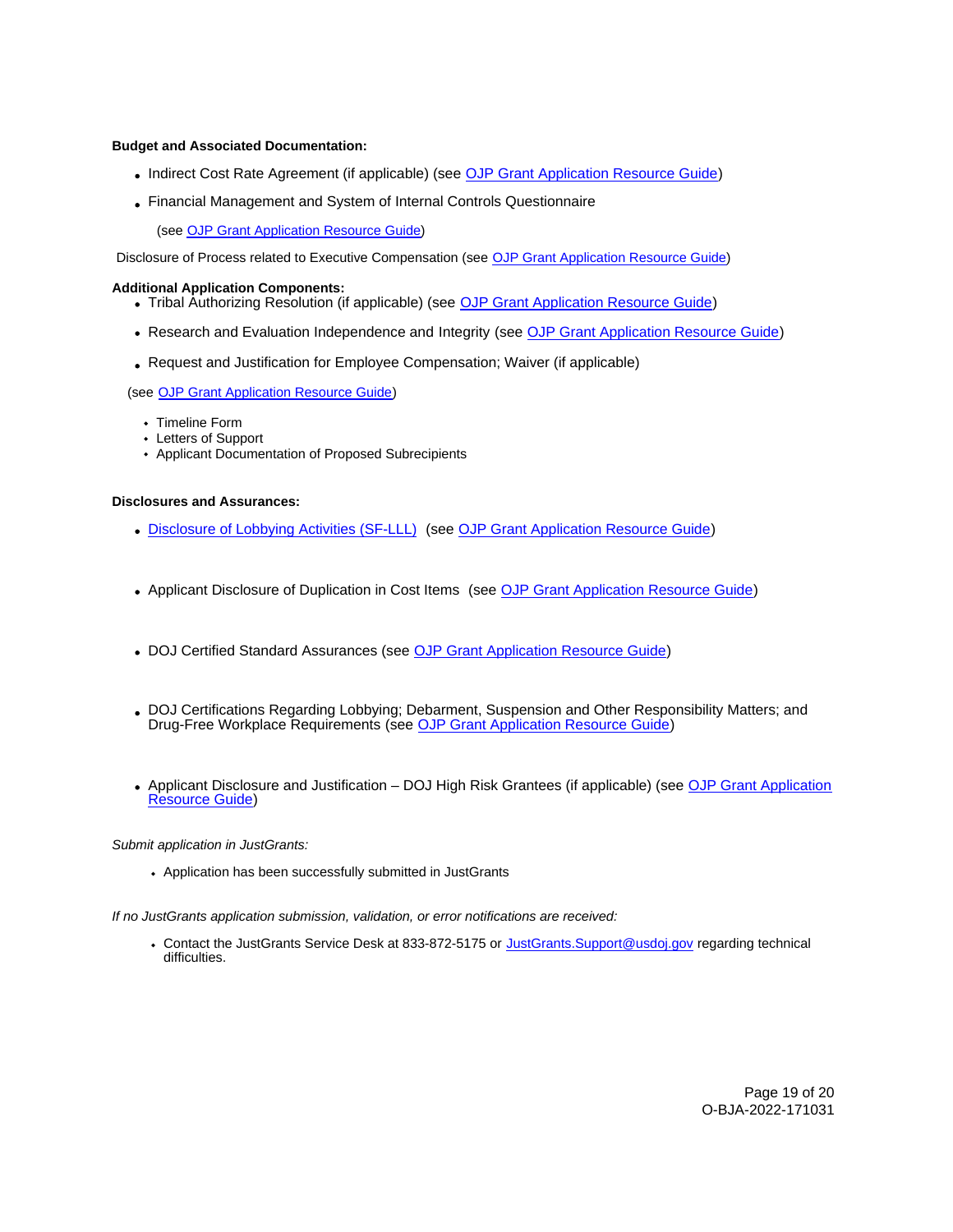**Budget and Associated Documentation:**

- Indirect Cost Rate Agreement (if applicable) (see OJP Grant Application Resource Guide)
- Financial Management and System of Internal Controls Questionnaire

  (see OJP Grant Application Resource Guide)

Disclosure of Process related to Executive Compensation (see OJP Grant Application Resource Guide)

**Additional Application Components:**

- Tribal Authorizing Resolution (if applicable) (see OJP Grant Application Resource Guide)
- Research and Evaluation Independence and Integrity (see OJP Grant Application Resource Guide)
- Request and Justification for Employee Compensation; Waiver (if applicable)

(see OJP Grant Application Resource Guide)

- Timeline Form
- Letters of Support
- Applicant Documentation of Proposed Subrecipients

**Disclosures and Assurances:**

- Disclosure of Lobbying Activities (SF-LLL) (see OJP Grant Application Resource Guide)
- Applicant Disclosure of Duplication in Cost Items (see OJP Grant Application Resource Guide)
- DOJ Certified Standard Assurances (see OJP Grant Application Resource Guide)
- DOJ Certifications Regarding Lobbying; Debarment, Suspension and Other Responsibility Matters; and Drug-Free Workplace Requirements (see OJP Grant Application Resource Guide)
- Applicant Disclosure and Justification – DOJ High Risk Grantees (if applicable) (see OJP Grant Application Resource Guide)

*Submit application in JustGrants:*

- Application has been successfully submitted in JustGrants

*If no JustGrants application submission, validation, or error notifications are received:*

- Contact the JustGrants Service Desk at 833-872-5175 or JustGrants.Support@usdoj.gov regarding technical difficulties.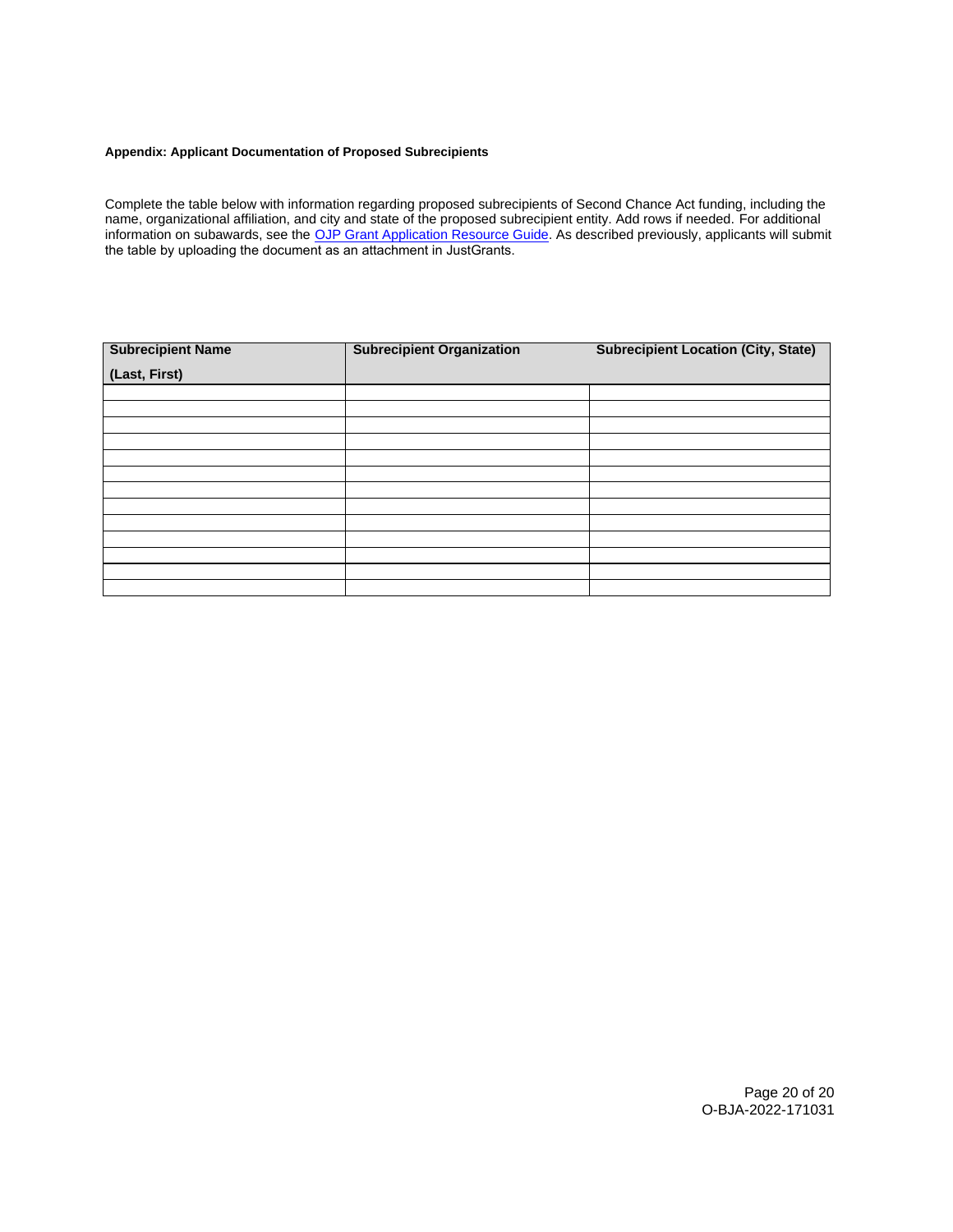**Appendix: Applicant Documentation of Proposed Subrecipients**

Complete the table below with information regarding proposed subrecipients of Second Chance Act funding, including the name, organizational affiliation, and city and state of the proposed subrecipient entity. Add rows if needed. For additional information on subawards, see the OJP Grant Application Resource Guide. As described previously, applicants will submit the table by uploading the document as an attachment in JustGrants.

| Subrecipient Name (Last, First) | Subrecipient Organization | Subrecipient Location (City, State) |
|---|---|---|
| | | |
| | | |
| | | |
| | | |
| | | |
| | | |
| | | |
| | | |
| | | |
| | | |
| | | |
| | | |
| | | |